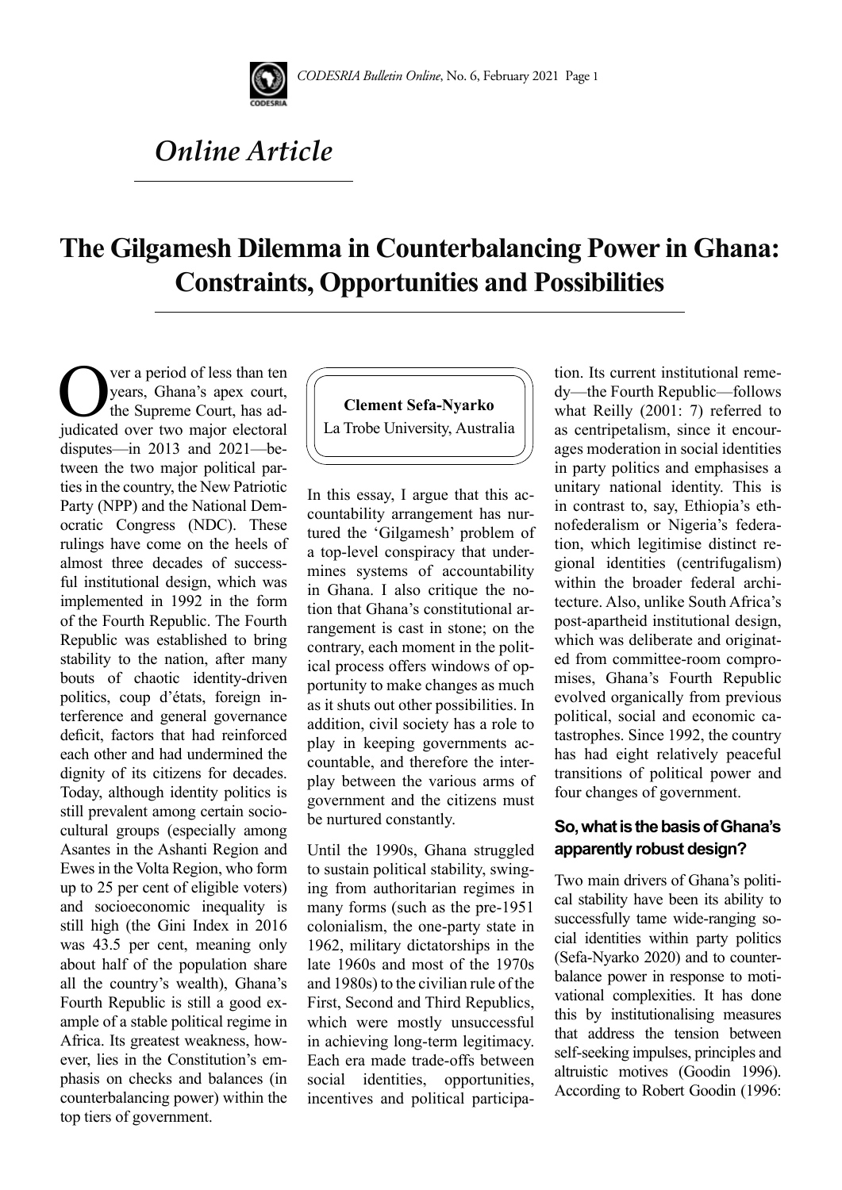*Online Article*

# The Gilgamesh Dilemma in Counterbalancing Power in Ghana: Constraints, Opportunities and Possibilities

**Clement Sefa-Nyarko**
La Trobe University, Australia

Over a period of less than ten years, Ghana's apex court, the Supreme Court, has adjudicated over two major electoral disputes—in 2013 and 2021—between the two major political parties in the country, the New Patriotic Party (NPP) and the National Democratic Congress (NDC). These rulings have come on the heels of almost three decades of successful institutional design, which was implemented in 1992 in the form of the Fourth Republic. The Fourth Republic was established to bring stability to the nation, after many bouts of chaotic identity-driven politics, coup d'états, foreign interference and general governance deficit, factors that had reinforced each other and had undermined the dignity of its citizens for decades. Today, although identity politics is still prevalent among certain sociocultural groups (especially among Asantes in the Ashanti Region and Ewes in the Volta Region, who form up to 25 per cent of eligible voters) and socioeconomic inequality is still high (the Gini Index in 2016 was 43.5 per cent, meaning only about half of the population share all the country's wealth), Ghana's Fourth Republic is still a good example of a stable political regime in Africa. Its greatest weakness, however, lies in the Constitution's emphasis on checks and balances (in counterbalancing power) within the top tiers of government.

In this essay, I argue that this accountability arrangement has nurtured the 'Gilgamesh' problem of a top-level conspiracy that undermines systems of accountability in Ghana. I also critique the notion that Ghana's constitutional arrangement is cast in stone; on the contrary, each moment in the political process offers windows of opportunity to make changes as much as it shuts out other possibilities. In addition, civil society has a role to play in keeping governments accountable, and therefore the interplay between the various arms of government and the citizens must be nurtured constantly.

Until the 1990s, Ghana struggled to sustain political stability, swinging from authoritarian regimes in many forms (such as the pre-1951 colonialism, the one-party state in 1962, military dictatorships in the late 1960s and most of the 1970s and 1980s) to the civilian rule of the First, Second and Third Republics, which were mostly unsuccessful in achieving long-term legitimacy. Each era made trade-offs between social identities, opportunities, incentives and political participation. Its current institutional remedy—the Fourth Republic—follows what Reilly (2001: 7) referred to as centripetalism, since it encourages moderation in social identities in party politics and emphasises a unitary national identity. This is in contrast to, say, Ethiopia's ethnofederalism or Nigeria's federation, which legitimise distinct regional identities (centrifugalism) within the broader federal architecture. Also, unlike South Africa's post-apartheid institutional design, which was deliberate and originated from committee-room compromises, Ghana's Fourth Republic evolved organically from previous political, social and economic catastrophes. Since 1992, the country has had eight relatively peaceful transitions of political power and four changes of government.

### So, what is the basis of Ghana's apparently robust design?

Two main drivers of Ghana's political stability have been its ability to successfully tame wide-ranging social identities within party politics (Sefa-Nyarko 2020) and to counterbalance power in response to motivational complexities. It has done this by institutionalising measures that address the tension between self-seeking impulses, principles and altruistic motives (Goodin 1996). According to Robert Goodin (1996: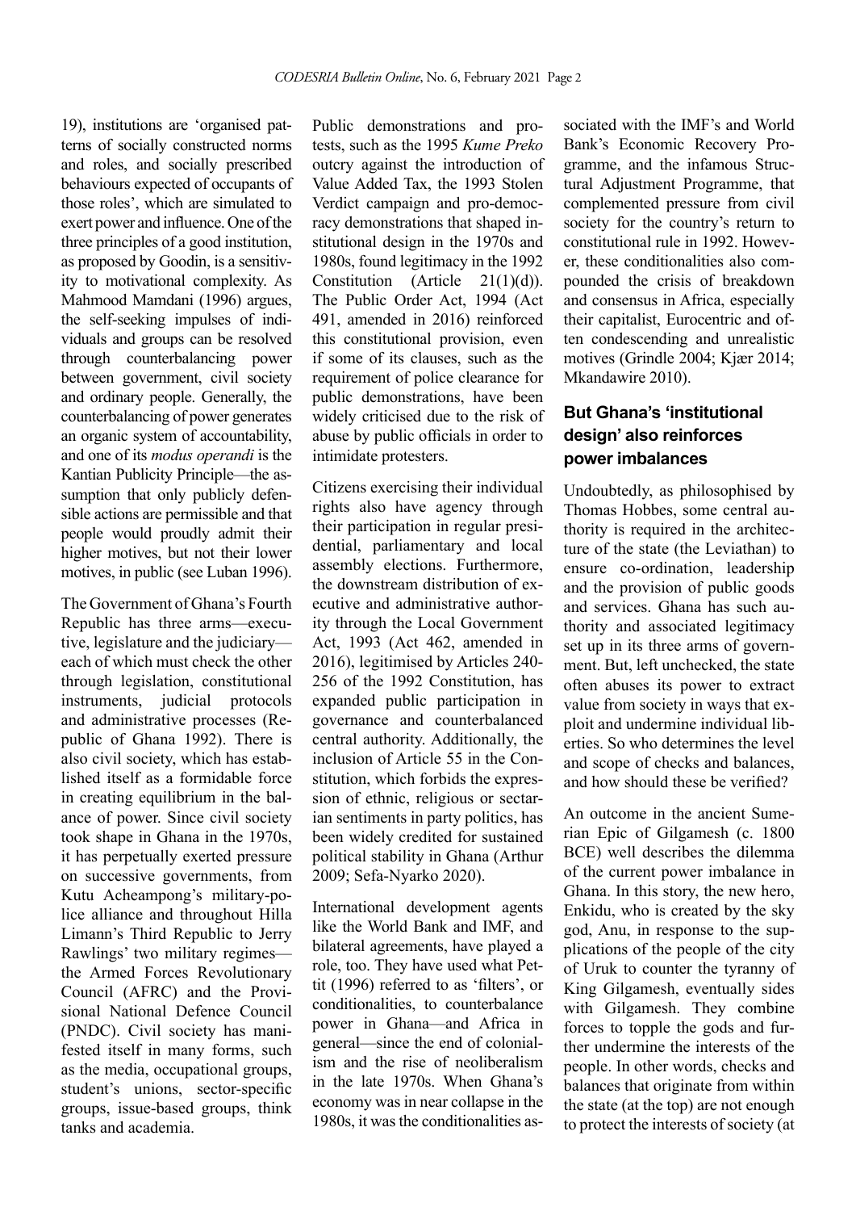19), institutions are 'organised patterns of socially constructed norms and roles, and socially prescribed behaviours expected of occupants of those roles', which are simulated to exert power and influence. One of the three principles of a good institution, as proposed by Goodin, is a sensitivity to motivational complexity. As Mahmood Mamdani (1996) argues, the self-seeking impulses of individuals and groups can be resolved through counterbalancing power between government, civil society and ordinary people. Generally, the counterbalancing of power generates an organic system of accountability, and one of its *modus operandi* is the Kantian Publicity Principle—the assumption that only publicly defensible actions are permissible and that people would proudly admit their higher motives, but not their lower motives, in public (see Luban 1996).

The Government of Ghana's Fourth Republic has three arms—executive, legislature and the judiciary—each of which must check the other through legislation, constitutional instruments, judicial protocols and administrative processes (Republic of Ghana 1992). There is also civil society, which has established itself as a formidable force in creating equilibrium in the balance of power. Since civil society took shape in Ghana in the 1970s, it has perpetually exerted pressure on successive governments, from Kutu Acheampong's military-police alliance and throughout Hilla Limann's Third Republic to Jerry Rawlings' two military regimes—the Armed Forces Revolutionary Council (AFRC) and the Provisional National Defence Council (PNDC). Civil society has manifested itself in many forms, such as the media, occupational groups, student's unions, sector-specific groups, issue-based groups, think tanks and academia.

Public demonstrations and protests, such as the 1995 *Kume Preko* outcry against the introduction of Value Added Tax, the 1993 Stolen Verdict campaign and pro-democracy demonstrations that shaped institutional design in the 1970s and 1980s, found legitimacy in the 1992 Constitution (Article 21(1)(d)). The Public Order Act, 1994 (Act 491, amended in 2016) reinforced this constitutional provision, even if some of its clauses, such as the requirement of police clearance for public demonstrations, have been widely criticised due to the risk of abuse by public officials in order to intimidate protesters.

Citizens exercising their individual rights also have agency through their participation in regular presidential, parliamentary and local assembly elections. Furthermore, the downstream distribution of executive and administrative authority through the Local Government Act, 1993 (Act 462, amended in 2016), legitimised by Articles 240-256 of the 1992 Constitution, has expanded public participation in governance and counterbalanced central authority. Additionally, the inclusion of Article 55 in the Constitution, which forbids the expression of ethnic, religious or sectarian sentiments in party politics, has been widely credited for sustained political stability in Ghana (Arthur 2009; Sefa-Nyarko 2020).

International development agents like the World Bank and IMF, and bilateral agreements, have played a role, too. They have used what Pettit (1996) referred to as 'filters', or conditionalities, to counterbalance power in Ghana—and Africa in general—since the end of colonialism and the rise of neoliberalism in the late 1970s. When Ghana's economy was in near collapse in the 1980s, it was the conditionalities associated with the IMF's and World Bank's Economic Recovery Programme, and the infamous Structural Adjustment Programme, that complemented pressure from civil society for the country's return to constitutional rule in 1992. However, these conditionalities also compounded the crisis of breakdown and consensus in Africa, especially their capitalist, Eurocentric and often condescending and unrealistic motives (Grindle 2004; Kjær 2014; Mkandawire 2010).

## But Ghana's 'institutional design' also reinforces power imbalances

Undoubtedly, as philosophised by Thomas Hobbes, some central authority is required in the architecture of the state (the Leviathan) to ensure co-ordination, leadership and the provision of public goods and services. Ghana has such authority and associated legitimacy set up in its three arms of government. But, left unchecked, the state often abuses its power to extract value from society in ways that exploit and undermine individual liberties. So who determines the level and scope of checks and balances, and how should these be verified?

An outcome in the ancient Sumerian Epic of Gilgamesh (c. 1800 BCE) well describes the dilemma of the current power imbalance in Ghana. In this story, the new hero, Enkidu, who is created by the sky god, Anu, in response to the supplications of the people of the city of Uruk to counter the tyranny of King Gilgamesh, eventually sides with Gilgamesh. They combine forces to topple the gods and further undermine the interests of the people. In other words, checks and balances that originate from within the state (at the top) are not enough to protect the interests of society (at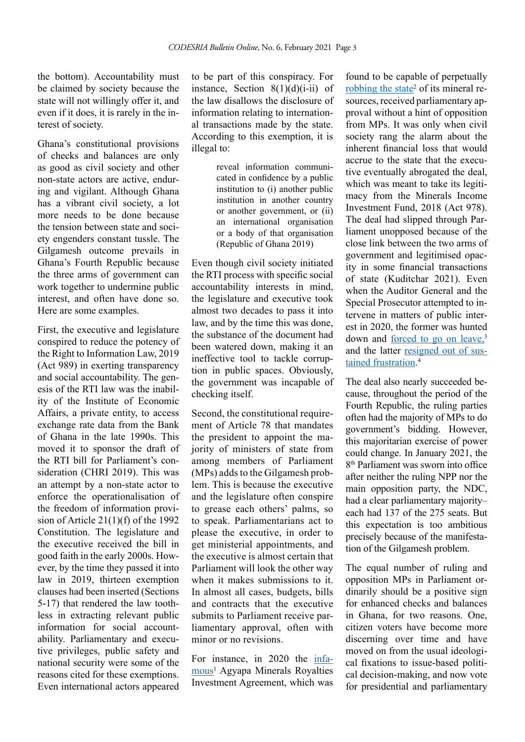the bottom). Accountability must be claimed by society because the state will not willingly offer it, and even if it does, it is rarely in the interest of society.

Ghana's constitutional provisions of checks and balances are only as good as civil society and other non-state actors are active, enduring and vigilant. Although Ghana has a vibrant civil society, a lot more needs to be done because the tension between state and society engenders constant tussle. The Gilgamesh outcome prevails in Ghana's Fourth Republic because the three arms of government can work together to undermine public interest, and often have done so. Here are some examples.

First, the executive and legislature conspired to reduce the potency of the Right to Information Law, 2019 (Act 989) in exerting transparency and social accountability. The genesis of the RTI law was the inability of the Institute of Economic Affairs, a private entity, to access exchange rate data from the Bank of Ghana in the late 1990s. This moved it to sponsor the draft of the RTI bill for Parliament's consideration (CHRI 2019). This was an attempt by a non-state actor to enforce the operationalisation of the freedom of information provision of Article 21(1)(f) of the 1992 Constitution. The legislature and the executive received the bill in good faith in the early 2000s. However, by the time they passed it into law in 2019, thirteen exemption clauses had been inserted (Sections 5-17) that rendered the law toothless in extracting relevant public information for social accountability. Parliamentary and executive privileges, public safety and national security were some of the reasons cited for these exemptions. Even international actors appeared to be part of this conspiracy. For instance, Section 8(1)(d)(i-ii) of the law disallows the disclosure of information relating to international transactions made by the state. According to this exemption, it is illegal to:

> reveal information communicated in confidence by a public institution to (i) another public institution in another country or another government, or (ii) an international organisation or a body of that organisation (Republic of Ghana 2019)

Even though civil society initiated the RTI process with specific social accountability interests in mind, the legislature and executive took almost two decades to pass it into law, and by the time this was done, the substance of the document had been watered down, making it an ineffective tool to tackle corruption in public spaces. Obviously, the government was incapable of checking itself.

Second, the constitutional requirement of Article 78 that mandates the president to appoint the majority of ministers of state from among members of Parliament (MPs) adds to the Gilgamesh problem. This is because the executive and the legislature often conspire to grease each others' palms, so to speak. Parliamentarians act to please the executive, in order to get ministerial appointments, and the executive is almost certain that Parliament will look the other way when it makes submissions to it. In almost all cases, budgets, bills and contracts that the executive submits to Parliament receive parliamentary approval, often with minor or no revisions.

For instance, in 2020 the infamous[1] Agyapa Minerals Royalties Investment Agreement, which was found to be capable of perpetually robbing the state[2] of its mineral resources, received parliamentary approval without a hint of opposition from MPs. It was only when civil society rang the alarm about the inherent financial loss that would accrue to the state that the executive eventually abrogated the deal, which was meant to take its legitimacy from the Minerals Income Investment Fund, 2018 (Act 978). The deal had slipped through Parliament unopposed because of the close link between the two arms of government and legitimised opacity in some financial transactions of state (Kuditchar 2021). Even when the Auditor General and the Special Prosecutor attempted to intervene in matters of public interest in 2020, the former was hunted down and forced to go on leave,[3] and the latter resigned out of sustained frustration.[4]

The deal also nearly succeeded because, throughout the period of the Fourth Republic, the ruling parties often had the majority of MPs to do government's bidding. However, this majoritarian exercise of power could change. In January 2021, the 8th Parliament was sworn into office after neither the ruling NPP nor the main opposition party, the NDC, had a clear parliamentary majority–each had 137 of the 275 seats. But this expectation is too ambitious precisely because of the manifestation of the Gilgamesh problem.

The equal number of ruling and opposition MPs in Parliament ordinarily should be a positive sign for enhanced checks and balances in Ghana, for two reasons. One, citizen voters have become more discerning over time and have moved on from the usual ideological fixations to issue-based political decision-making, and now vote for presidential and parliamentary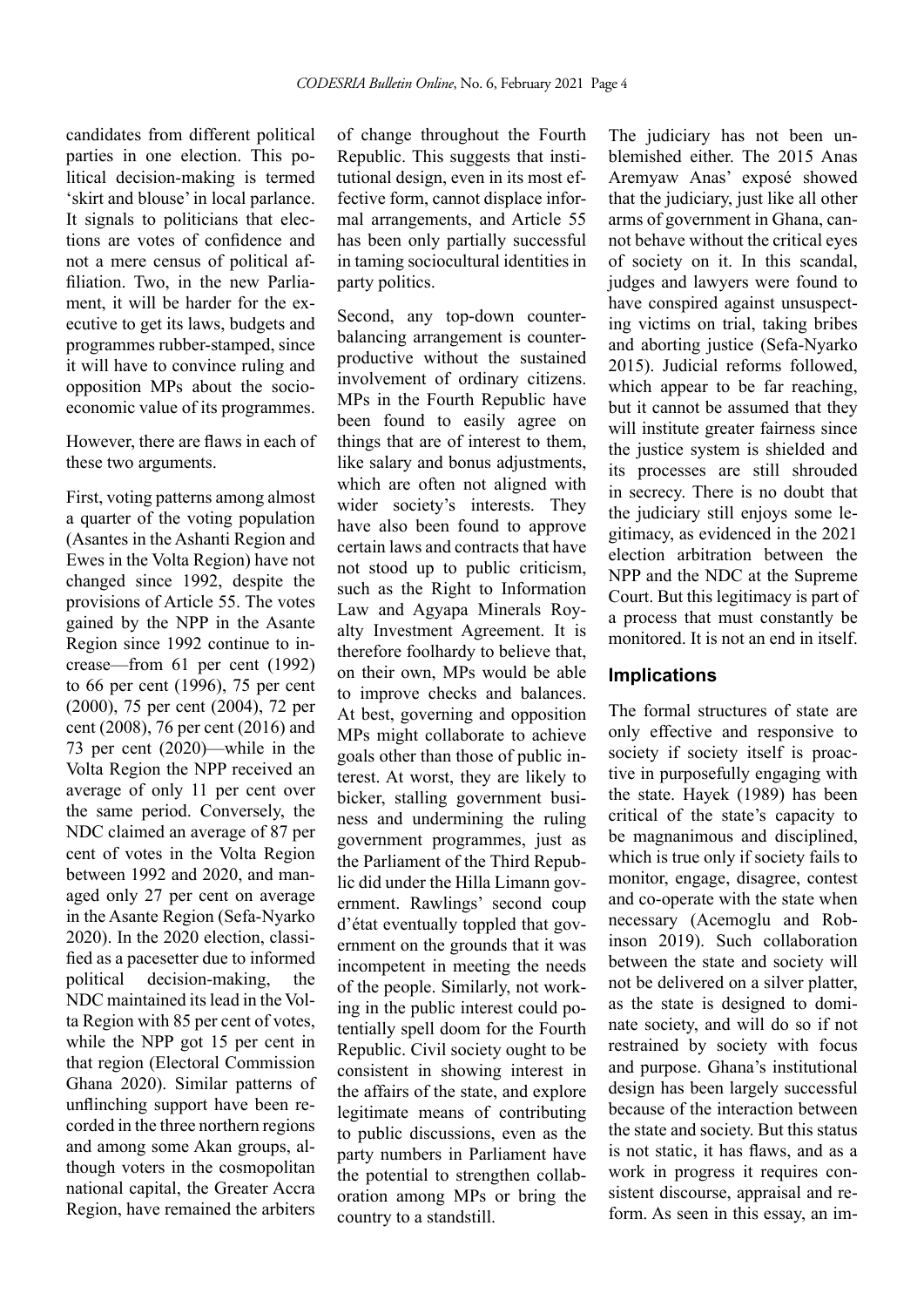candidates from different political parties in one election. This political decision-making is termed 'skirt and blouse' in local parlance. It signals to politicians that elections are votes of confidence and not a mere census of political affiliation. Two, in the new Parliament, it will be harder for the executive to get its laws, budgets and programmes rubber-stamped, since it will have to convince ruling and opposition MPs about the socioeconomic value of its programmes.

However, there are flaws in each of these two arguments.

First, voting patterns among almost a quarter of the voting population (Asantes in the Ashanti Region and Ewes in the Volta Region) have not changed since 1992, despite the provisions of Article 55. The votes gained by the NPP in the Asante Region since 1992 continue to increase—from 61 per cent (1992) to 66 per cent (1996), 75 per cent (2000), 75 per cent (2004), 72 per cent (2008), 76 per cent (2016) and 73 per cent (2020)—while in the Volta Region the NPP received an average of only 11 per cent over the same period. Conversely, the NDC claimed an average of 87 per cent of votes in the Volta Region between 1992 and 2020, and managed only 27 per cent on average in the Asante Region (Sefa-Nyarko 2020). In the 2020 election, classified as a pacesetter due to informed political decision-making, the NDC maintained its lead in the Volta Region with 85 per cent of votes, while the NPP got 15 per cent in that region (Electoral Commission Ghana 2020). Similar patterns of unflinching support have been recorded in the three northern regions and among some Akan groups, although voters in the cosmopolitan national capital, the Greater Accra Region, have remained the arbiters of change throughout the Fourth Republic. This suggests that institutional design, even in its most effective form, cannot displace informal arrangements, and Article 55 has been only partially successful in taming sociocultural identities in party politics.

Second, any top-down counterbalancing arrangement is counterproductive without the sustained involvement of ordinary citizens. MPs in the Fourth Republic have been found to easily agree on things that are of interest to them, like salary and bonus adjustments, which are often not aligned with wider society's interests. They have also been found to approve certain laws and contracts that have not stood up to public criticism, such as the Right to Information Law and Agyapa Minerals Royalty Investment Agreement. It is therefore foolhardy to believe that, on their own, MPs would be able to improve checks and balances. At best, governing and opposition MPs might collaborate to achieve goals other than those of public interest. At worst, they are likely to bicker, stalling government business and undermining the ruling government programmes, just as the Parliament of the Third Republic did under the Hilla Limann government. Rawlings' second coup d'état eventually toppled that government on the grounds that it was incompetent in meeting the needs of the people. Similarly, not working in the public interest could potentially spell doom for the Fourth Republic. Civil society ought to be consistent in showing interest in the affairs of the state, and explore legitimate means of contributing to public discussions, even as the party numbers in Parliament have the potential to strengthen collaboration among MPs or bring the country to a standstill.

The judiciary has not been unblemished either. The 2015 Anas Aremyaw Anas' exposé showed that the judiciary, just like all other arms of government in Ghana, cannot behave without the critical eyes of society on it. In this scandal, judges and lawyers were found to have conspired against unsuspecting victims on trial, taking bribes and aborting justice (Sefa-Nyarko 2015). Judicial reforms followed, which appear to be far reaching, but it cannot be assumed that they will institute greater fairness since the justice system is shielded and its processes are still shrouded in secrecy. There is no doubt that the judiciary still enjoys some legitimacy, as evidenced in the 2021 election arbitration between the NPP and the NDC at the Supreme Court. But this legitimacy is part of a process that must constantly be monitored. It is not an end in itself.

## Implications

The formal structures of state are only effective and responsive to society if society itself is proactive in purposefully engaging with the state. Hayek (1989) has been critical of the state's capacity to be magnanimous and disciplined, which is true only if society fails to monitor, engage, disagree, contest and co-operate with the state when necessary (Acemoglu and Robinson 2019). Such collaboration between the state and society will not be delivered on a silver platter, as the state is designed to dominate society, and will do so if not restrained by society with focus and purpose. Ghana's institutional design has been largely successful because of the interaction between the state and society. But this status is not static, it has flaws, and as a work in progress it requires consistent discourse, appraisal and reform. As seen in this essay, an im-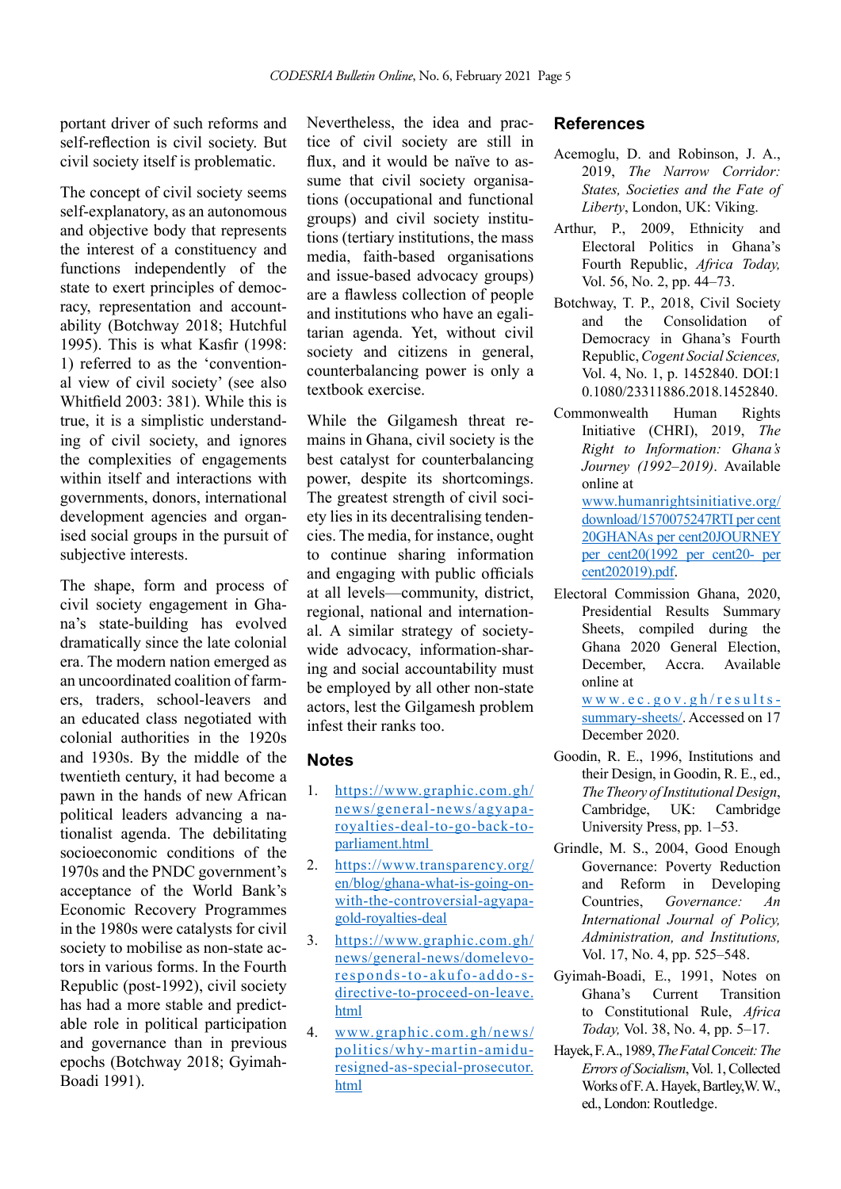portant driver of such reforms and self-reflection is civil society. But civil society itself is problematic.

The concept of civil society seems self-explanatory, as an autonomous and objective body that represents the interest of a constituency and functions independently of the state to exert principles of democracy, representation and accountability (Botchway 2018; Hutchful 1995). This is what Kasfir (1998: 1) referred to as the 'conventional view of civil society' (see also Whitfield 2003: 381). While this is true, it is a simplistic understanding of civil society, and ignores the complexities of engagements within itself and interactions with governments, donors, international development agencies and organised social groups in the pursuit of subjective interests.

The shape, form and process of civil society engagement in Ghana's state-building has evolved dramatically since the late colonial era. The modern nation emerged as an uncoordinated coalition of farmers, traders, school-leavers and an educated class negotiated with colonial authorities in the 1920s and 1930s. By the middle of the twentieth century, it had become a pawn in the hands of new African political leaders advancing a nationalist agenda. The debilitating socioeconomic conditions of the 1970s and the PNDC government's acceptance of the World Bank's Economic Recovery Programmes in the 1980s were catalysts for civil society to mobilise as non-state actors in various forms. In the Fourth Republic (post-1992), civil society has had a more stable and predictable role in political participation and governance than in previous epochs (Botchway 2018; Gyimah-Boadi 1991).

Nevertheless, the idea and practice of civil society are still in flux, and it would be naïve to assume that civil society organisations (occupational and functional groups) and civil society institutions (tertiary institutions, the mass media, faith-based organisations and issue-based advocacy groups) are a flawless collection of people and institutions who have an egalitarian agenda. Yet, without civil society and citizens in general, counterbalancing power is only a textbook exercise.

While the Gilgamesh threat remains in Ghana, civil society is the best catalyst for counterbalancing power, despite its shortcomings. The greatest strength of civil society lies in its decentralising tendencies. The media, for instance, ought to continue sharing information and engaging with public officials at all levels—community, district, regional, national and international. A similar strategy of society-wide advocacy, information-sharing and social accountability must be employed by all other non-state actors, lest the Gilgamesh problem infest their ranks too.

## Notes

1. https://www.graphic.com.gh/news/general-news/agyapa-royalties-deal-to-go-back-to-parliament.html
2. https://www.transparency.org/en/blog/ghana-what-is-going-on-with-the-controversial-agyapa-gold-royalties-deal
3. https://www.graphic.com.gh/news/general-news/domelevo-responds-to-akufo-addo-s-directive-to-proceed-on-leave.html
4. www.graphic.com.gh/news/politics/why-martin-amidu-resigned-as-special-prosecutor.html

## References

Acemoglu, D. and Robinson, J. A., 2019, *The Narrow Corridor: States, Societies and the Fate of Liberty*, London, UK: Viking.

Arthur, P., 2009, Ethnicity and Electoral Politics in Ghana's Fourth Republic, *Africa Today,* Vol. 56, No. 2, pp. 44–73.

Botchway, T. P., 2018, Civil Society and the Consolidation of Democracy in Ghana's Fourth Republic, *Cogent Social Sciences,* Vol. 4, No. 1, p. 1452840. DOI:10.1080/23311886.2018.1452840.

Commonwealth Human Rights Initiative (CHRI), 2019, *The Right to Information: Ghana's Journey (1992–2019)*. Available online at www.humanrightsinitiative.org/download/1570075247RTI per cent 20GHANAs per cent20JOURNEY per cent20(1992 per cent20- per cent202019).pdf.

Electoral Commission Ghana, 2020, Presidential Results Summary Sheets, compiled during the Ghana 2020 General Election, December, Accra. Available online at www.ec.gov.gh/results-summary-sheets/. Accessed on 17 December 2020.

Goodin, R. E., 1996, Institutions and their Design, in Goodin, R. E., ed., *The Theory of Institutional Design*, Cambridge, UK: Cambridge University Press, pp. 1–53.

Grindle, M. S., 2004, Good Enough Governance: Poverty Reduction and Reform in Developing Countries, *Governance: An International Journal of Policy, Administration, and Institutions,* Vol. 17, No. 4, pp. 525–548.

Gyimah-Boadi, E., 1991, Notes on Ghana's Current Transition to Constitutional Rule, *Africa Today,* Vol. 38, No. 4, pp. 5–17.

Hayek, F. A., 1989, *The Fatal Conceit: The Errors of Socialism*, Vol. 1, Collected Works of F. A. Hayek, Bartley, W. W., ed., London: Routledge.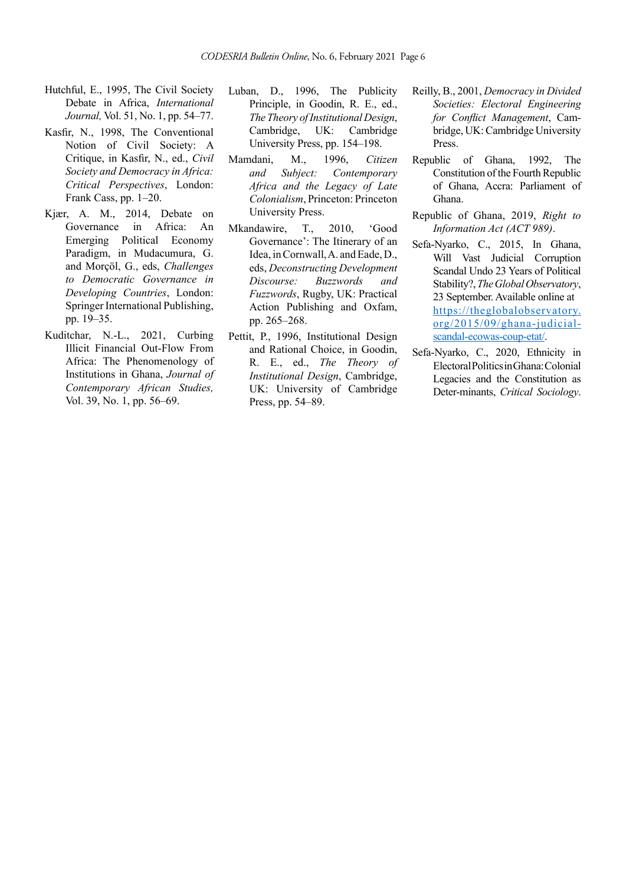Hutchful, E., 1995, The Civil Society Debate in Africa, *International Journal,* Vol. 51, No. 1, pp. 54–77.

Kasfir, N., 1998, The Conventional Notion of Civil Society: A Critique, in Kasfir, N., ed., *Civil Society and Democracy in Africa: Critical Perspectives*, London: Frank Cass, pp. 1–20.

Kjær, A. M., 2014, Debate on Governance in Africa: An Emerging Political Economy Paradigm, in Mudacumura, G. and Morçöl, G., eds, *Challenges to Democratic Governance in Developing Countries*, London: Springer International Publishing, pp. 19–35.

Kuditchar, N.-L., 2021, Curbing Illicit Financial Out-Flow From Africa: The Phenomenology of Institutions in Ghana, *Journal of Contemporary African Studies,* Vol. 39, No. 1, pp. 56–69.

Luban, D., 1996, The Publicity Principle, in Goodin, R. E., ed., *The Theory of Institutional Design*, Cambridge, UK: Cambridge University Press, pp. 154–198.

Mamdani, M., 1996, *Citizen and Subject: Contemporary Africa and the Legacy of Late Colonialism*, Princeton: Princeton University Press.

Mkandawire, T., 2010, 'Good Governance': The Itinerary of an Idea, in Cornwall, A. and Eade, D., eds, *Deconstructing Development Discourse: Buzzwords and Fuzzwords*, Rugby, UK: Practical Action Publishing and Oxfam, pp. 265–268.

Pettit, P., 1996, Institutional Design and Rational Choice, in Goodin, R. E., ed., *The Theory of Institutional Design*, Cambridge, UK: University of Cambridge Press, pp. 54–89.

Reilly, B., 2001, *Democracy in Divided Societies: Electoral Engineering for Conflict Management*, Cambridge, UK: Cambridge University Press.

Republic of Ghana, 1992, The Constitution of the Fourth Republic of Ghana, Accra: Parliament of Ghana.

Republic of Ghana, 2019, *Right to Information Act (ACT 989)*.

Sefa-Nyarko, C., 2015, In Ghana, Will Vast Judicial Corruption Scandal Undo 23 Years of Political Stability?, *The Global Observatory*, 23 September. Available online at https://theglobalobservatory.org/2015/09/ghana-judicial-scandal-ecowas-coup-etat/.

Sefa-Nyarko, C., 2020, Ethnicity in Electoral Politics in Ghana: Colonial Legacies and the Constitution as Deter-minants, *Critical Sociology*.